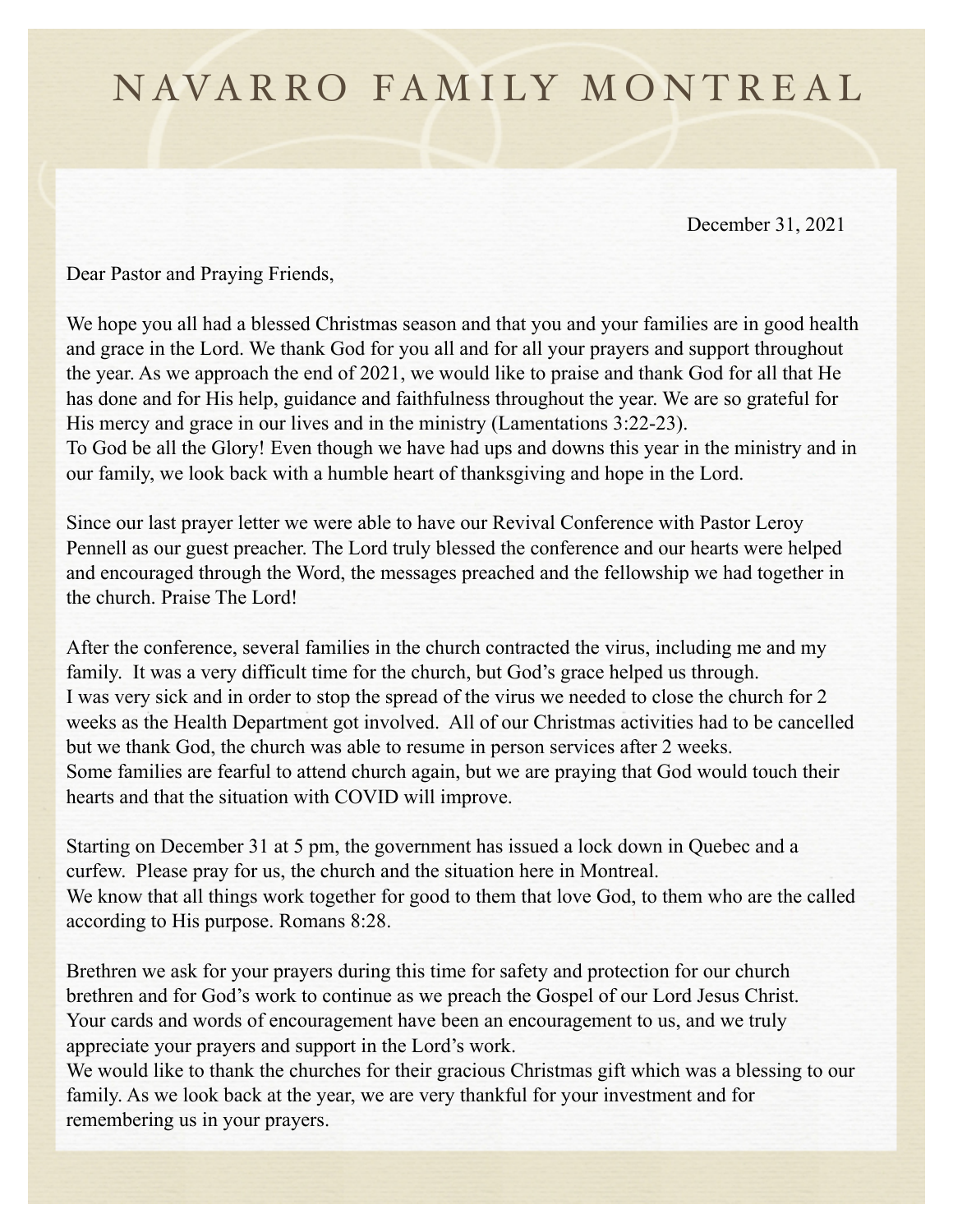# NAVARRO FAMILY MONTREAL

December 31, 2021

Dear Pastor and Praying Friends,

We hope you all had a blessed Christmas season and that you and your families are in good health and grace in the Lord. We thank God for you all and for all your prayers and support throughout the year. As we approach the end of 2021, we would like to praise and thank God for all that He has done and for His help, guidance and faithfulness throughout the year. We are so grateful for His mercy and grace in our lives and in the ministry (Lamentations 3:22-23).
To God be all the Glory! Even though we have had ups and downs this year in the ministry and in our family, we look back with a humble heart of thanksgiving and hope in the Lord.

Since our last prayer letter we were able to have our Revival Conference with Pastor Leroy Pennell as our guest preacher. The Lord truly blessed the conference and our hearts were helped and encouraged through the Word, the messages preached and the fellowship we had together in the church. Praise The Lord!

After the conference, several families in the church contracted the virus, including me and my family. It was a very difficult time for the church, but God's grace helped us through.
I was very sick and in order to stop the spread of the virus we needed to close the church for 2 weeks as the Health Department got involved. All of our Christmas activities had to be cancelled but we thank God, the church was able to resume in person services after 2 weeks.
Some families are fearful to attend church again, but we are praying that God would touch their hearts and that the situation with COVID will improve.

Starting on December 31 at 5 pm, the government has issued a lock down in Quebec and a curfew. Please pray for us, the church and the situation here in Montreal.
We know that all things work together for good to them that love God, to them who are the called according to His purpose. Romans 8:28.

Brethren we ask for your prayers during this time for safety and protection for our church brethren and for God's work to continue as we preach the Gospel of our Lord Jesus Christ.
Your cards and words of encouragement have been an encouragement to us, and we truly appreciate your prayers and support in the Lord's work.
We would like to thank the churches for their gracious Christmas gift which was a blessing to our family. As we look back at the year, we are very thankful for your investment and for remembering us in your prayers.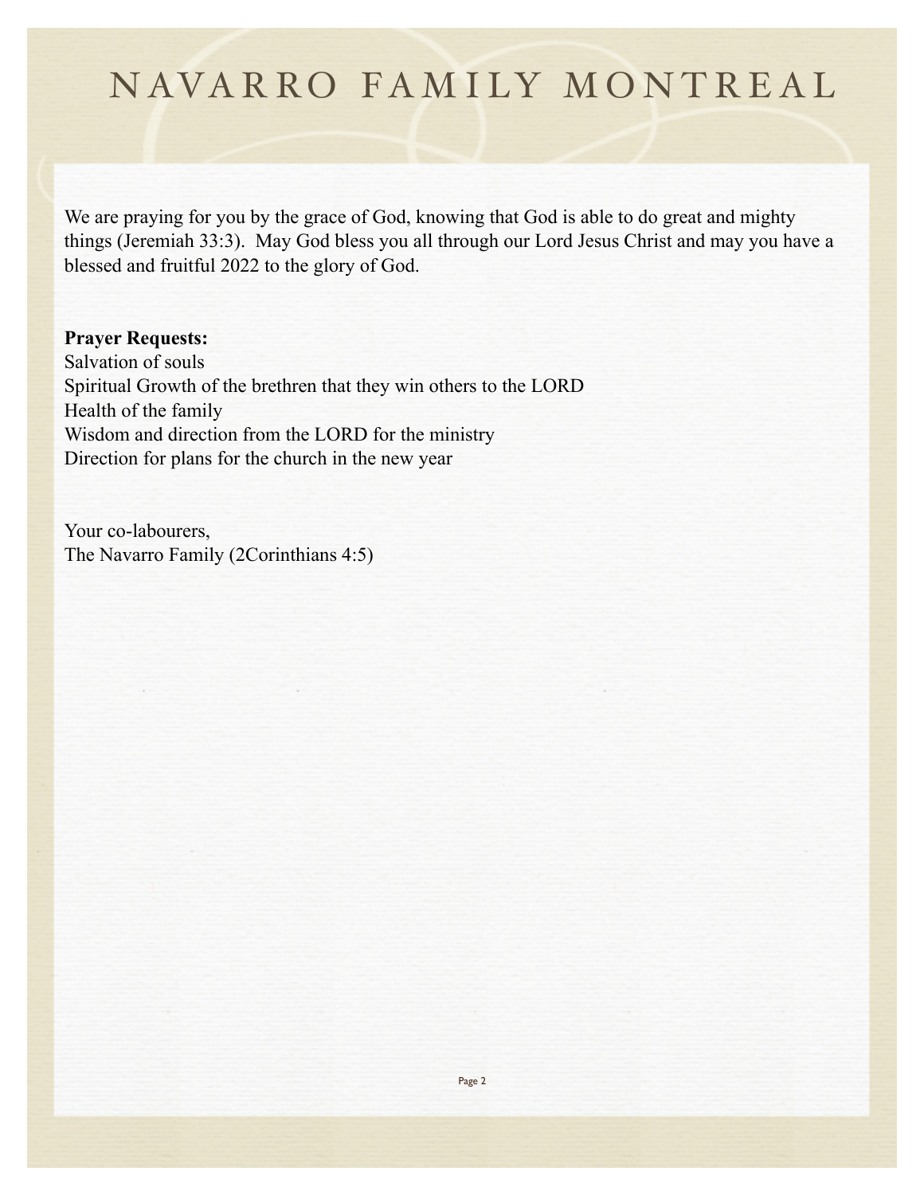We are praying for you by the grace of God, knowing that God is able to do great and mighty things (Jeremiah 33:3).  May God bless you all through our Lord Jesus Christ and may you have a blessed and fruitful 2022 to the glory of God.

**Prayer Requests:**
Salvation of souls
Spiritual Growth of the brethren that they win others to the LORD
Health of the family
Wisdom and direction from the LORD for the ministry
Direction for plans for the church in the new year

Your co-labourers,
The Navarro Family (2Corinthians 4:5)